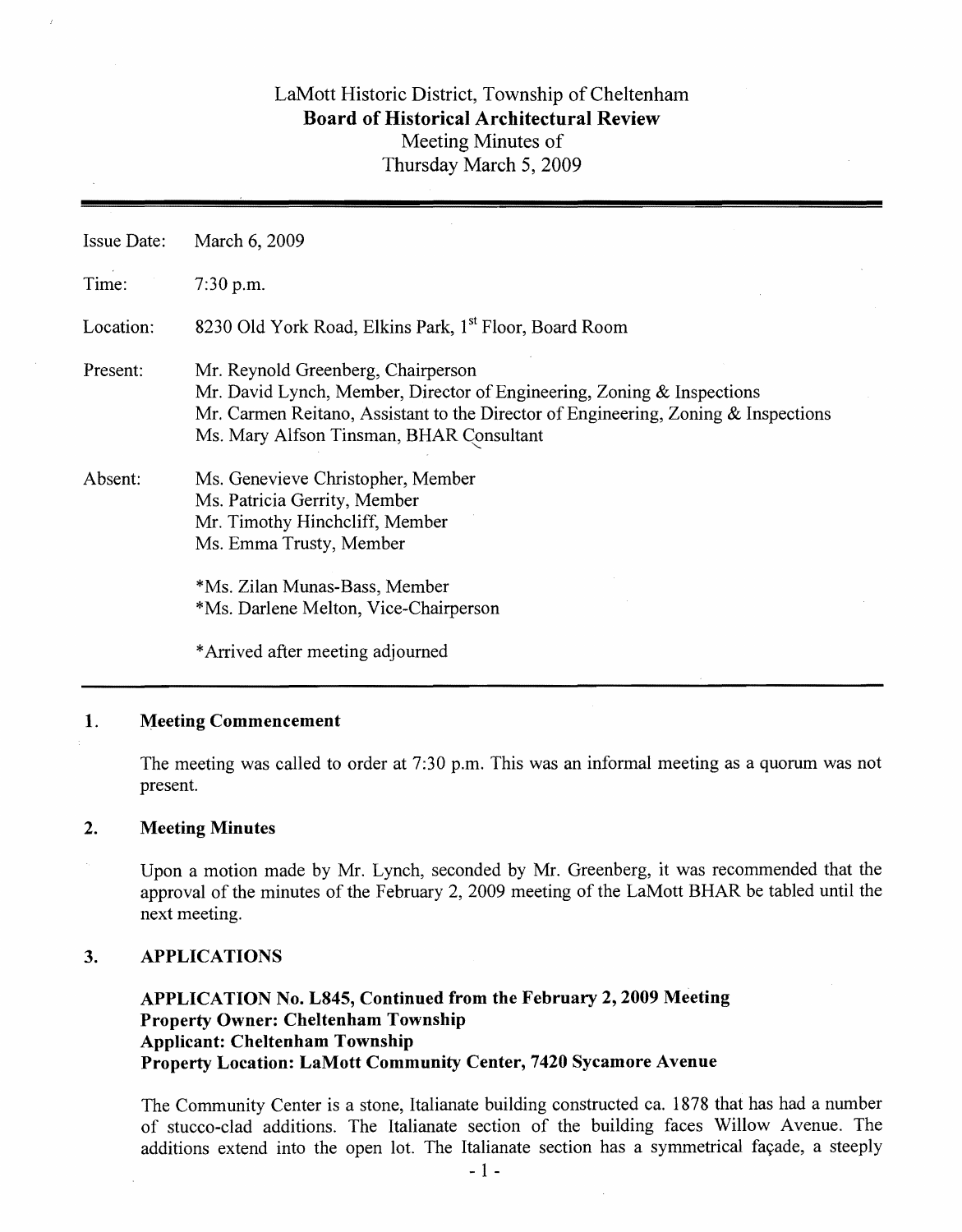# LaMott Historic District, Township of Cheltenham
## Board of Historical Architectural Review
Meeting Minutes of
Thursday March 5, 2009

| | |
|---|---|
| Issue Date: | March 6, 2009 |
| Time: | 7:30 p.m. |
| Location: | 8230 Old York Road, Elkins Park, 1st Floor, Board Room |
| Present: | Mr. Reynold Greenberg, Chairperson<br>Mr. David Lynch, Member, Director of Engineering, Zoning & Inspections<br>Mr. Carmen Reitano, Assistant to the Director of Engineering, Zoning & Inspections<br>Ms. Mary Alfson Tinsman, BHAR Consultant |
| Absent: | Ms. Genevieve Christopher, Member<br>Ms. Patricia Gerrity, Member<br>Mr. Timothy Hinchcliff, Member<br>Ms. Emma Trusty, Member<br><br>*Ms. Zilan Munas-Bass, Member<br>*Ms. Darlene Melton, Vice-Chairperson<br><br>*Arrived after meeting adjourned |

## 1. Meeting Commencement

The meeting was called to order at 7:30 p.m. This was an informal meeting as a quorum was not present.

## 2. Meeting Minutes

Upon a motion made by Mr. Lynch, seconded by Mr. Greenberg, it was recommended that the approval of the minutes of the February 2, 2009 meeting of the LaMott BHAR be tabled until the next meeting.

## 3. APPLICATIONS

**APPLICATION No. L845, Continued from the February 2, 2009 Meeting**
**Property Owner: Cheltenham Township**
**Applicant: Cheltenham Township**
**Property Location: LaMott Community Center, 7420 Sycamore Avenue**

The Community Center is a stone, Italianate building constructed ca. 1878 that has had a number of stucco-clad additions. The Italianate section of the building faces Willow Avenue. The additions extend into the open lot. The Italianate section has a symmetrical façade, a steeply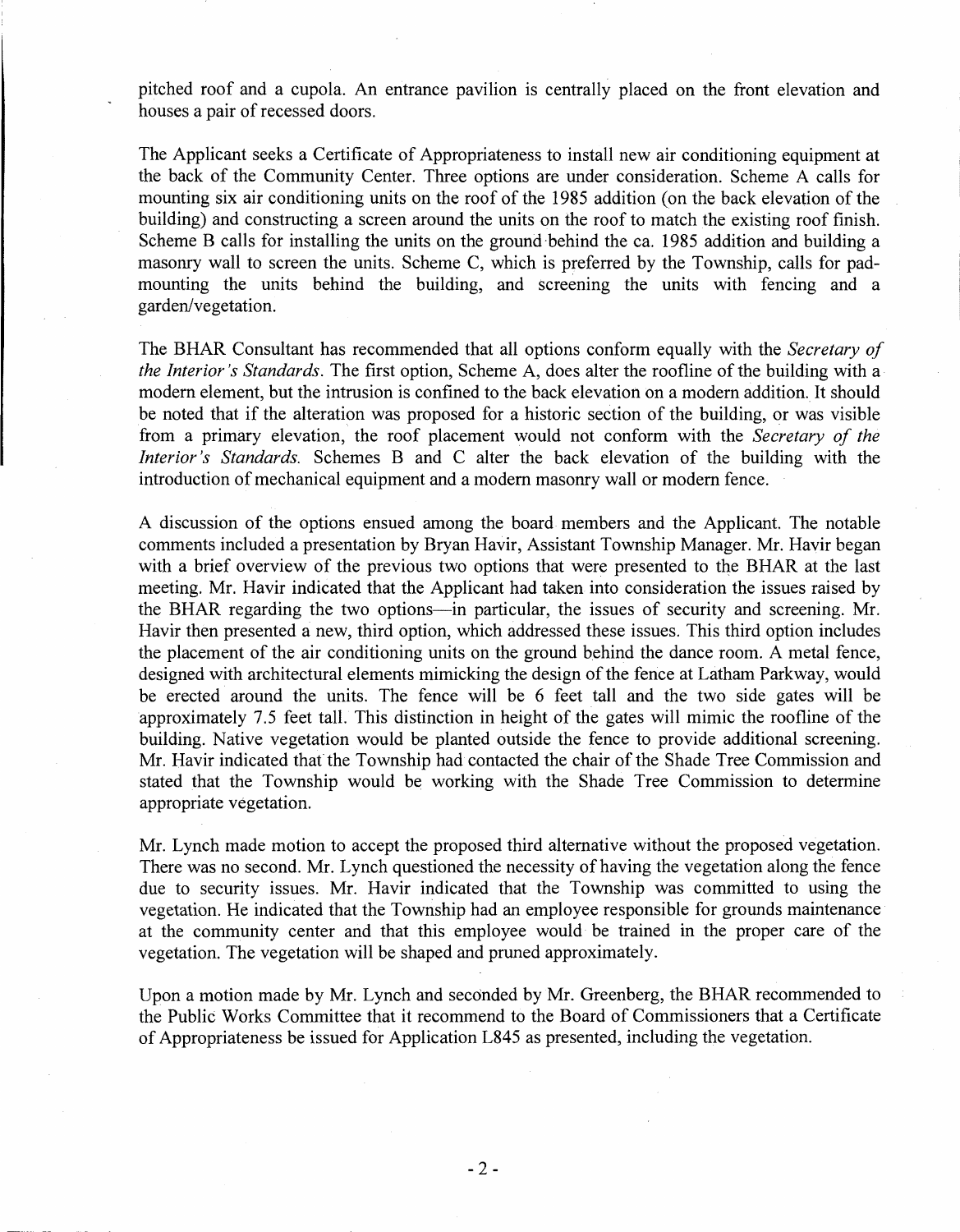pitched roof and a cupola. An entrance pavilion is centrally placed on the front elevation and houses a pair of recessed doors.

The Applicant seeks a Certificate of Appropriateness to install new air conditioning equipment at the back of the Community Center. Three options are under consideration. Scheme A calls for mounting six air conditioning units on the roof of the 1985 addition (on the back elevation of the building) and constructing a screen around the units on the roof to match the existing roof finish. Scheme B calls for installing the units on the ground behind the ca. 1985 addition and building a masonry wall to screen the units. Scheme C, which is preferred by the Township, calls for pad-mounting the units behind the building, and screening the units with fencing and a garden/vegetation.

The BHAR Consultant has recommended that all options conform equally with the *Secretary of the Interior's Standards*. The first option, Scheme A, does alter the roofline of the building with a modern element, but the intrusion is confined to the back elevation on a modern addition. It should be noted that if the alteration was proposed for a historic section of the building, or was visible from a primary elevation, the roof placement would not conform with the *Secretary of the Interior's Standards.* Schemes B and C alter the back elevation of the building with the introduction of mechanical equipment and a modern masonry wall or modern fence.

A discussion of the options ensued among the board members and the Applicant. The notable comments included a presentation by Bryan Havir, Assistant Township Manager. Mr. Havir began with a brief overview of the previous two options that were presented to the BHAR at the last meeting. Mr. Havir indicated that the Applicant had taken into consideration the issues raised by the BHAR regarding the two options—in particular, the issues of security and screening. Mr. Havir then presented a new, third option, which addressed these issues. This third option includes the placement of the air conditioning units on the ground behind the dance room. A metal fence, designed with architectural elements mimicking the design of the fence at Latham Parkway, would be erected around the units. The fence will be 6 feet tall and the two side gates will be approximately 7.5 feet tall. This distinction in height of the gates will mimic the roofline of the building. Native vegetation would be planted outside the fence to provide additional screening. Mr. Havir indicated that the Township had contacted the chair of the Shade Tree Commission and stated that the Township would be working with the Shade Tree Commission to determine appropriate vegetation.

Mr. Lynch made motion to accept the proposed third alternative without the proposed vegetation. There was no second. Mr. Lynch questioned the necessity of having the vegetation along the fence due to security issues. Mr. Havir indicated that the Township was committed to using the vegetation. He indicated that the Township had an employee responsible for grounds maintenance at the community center and that this employee would be trained in the proper care of the vegetation. The vegetation will be shaped and pruned approximately.

Upon a motion made by Mr. Lynch and seconded by Mr. Greenberg, the BHAR recommended to the Public Works Committee that it recommend to the Board of Commissioners that a Certificate of Appropriateness be issued for Application L845 as presented, including the vegetation.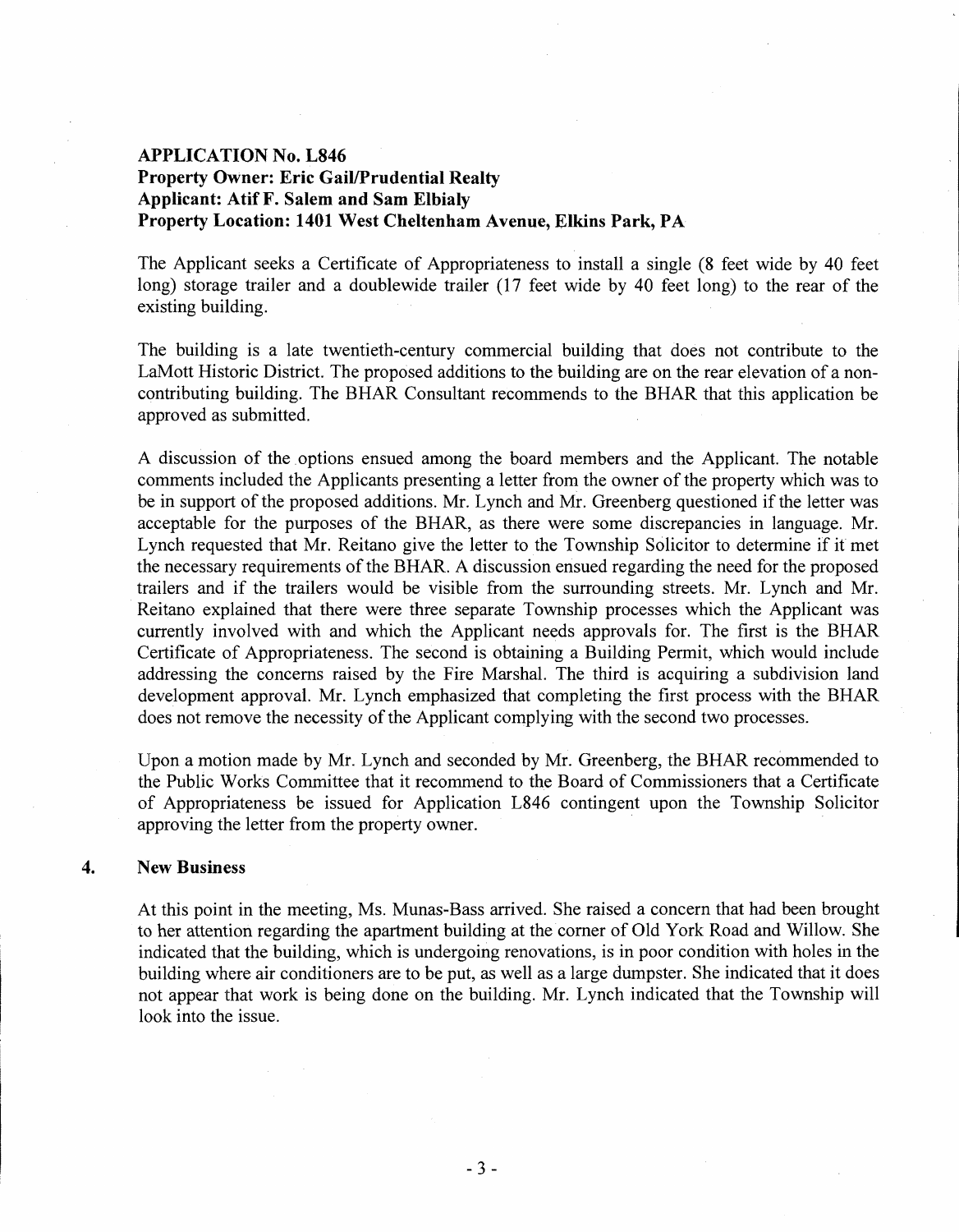**APPLICATION No. L846**
**Property Owner: Eric Gail/Prudential Realty**
**Applicant: Atif F. Salem and Sam Elbialy**
**Property Location: 1401 West Cheltenham Avenue, Elkins Park, PA**

The Applicant seeks a Certificate of Appropriateness to install a single (8 feet wide by 40 feet long) storage trailer and a doublewide trailer (17 feet wide by 40 feet long) to the rear of the existing building.

The building is a late twentieth-century commercial building that does not contribute to the LaMott Historic District. The proposed additions to the building are on the rear elevation of a non-contributing building. The BHAR Consultant recommends to the BHAR that this application be approved as submitted.

A discussion of the options ensued among the board members and the Applicant. The notable comments included the Applicants presenting a letter from the owner of the property which was to be in support of the proposed additions. Mr. Lynch and Mr. Greenberg questioned if the letter was acceptable for the purposes of the BHAR, as there were some discrepancies in language. Mr. Lynch requested that Mr. Reitano give the letter to the Township Solicitor to determine if it met the necessary requirements of the BHAR. A discussion ensued regarding the need for the proposed trailers and if the trailers would be visible from the surrounding streets. Mr. Lynch and Mr. Reitano explained that there were three separate Township processes which the Applicant was currently involved with and which the Applicant needs approvals for. The first is the BHAR Certificate of Appropriateness. The second is obtaining a Building Permit, which would include addressing the concerns raised by the Fire Marshal. The third is acquiring a subdivision land development approval. Mr. Lynch emphasized that completing the first process with the BHAR does not remove the necessity of the Applicant complying with the second two processes.

Upon a motion made by Mr. Lynch and seconded by Mr. Greenberg, the BHAR recommended to the Public Works Committee that it recommend to the Board of Commissioners that a Certificate of Appropriateness be issued for Application L846 contingent upon the Township Solicitor approving the letter from the property owner.

**4. New Business**

At this point in the meeting, Ms. Munas-Bass arrived. She raised a concern that had been brought to her attention regarding the apartment building at the corner of Old York Road and Willow. She indicated that the building, which is undergoing renovations, is in poor condition with holes in the building where air conditioners are to be put, as well as a large dumpster. She indicated that it does not appear that work is being done on the building. Mr. Lynch indicated that the Township will look into the issue.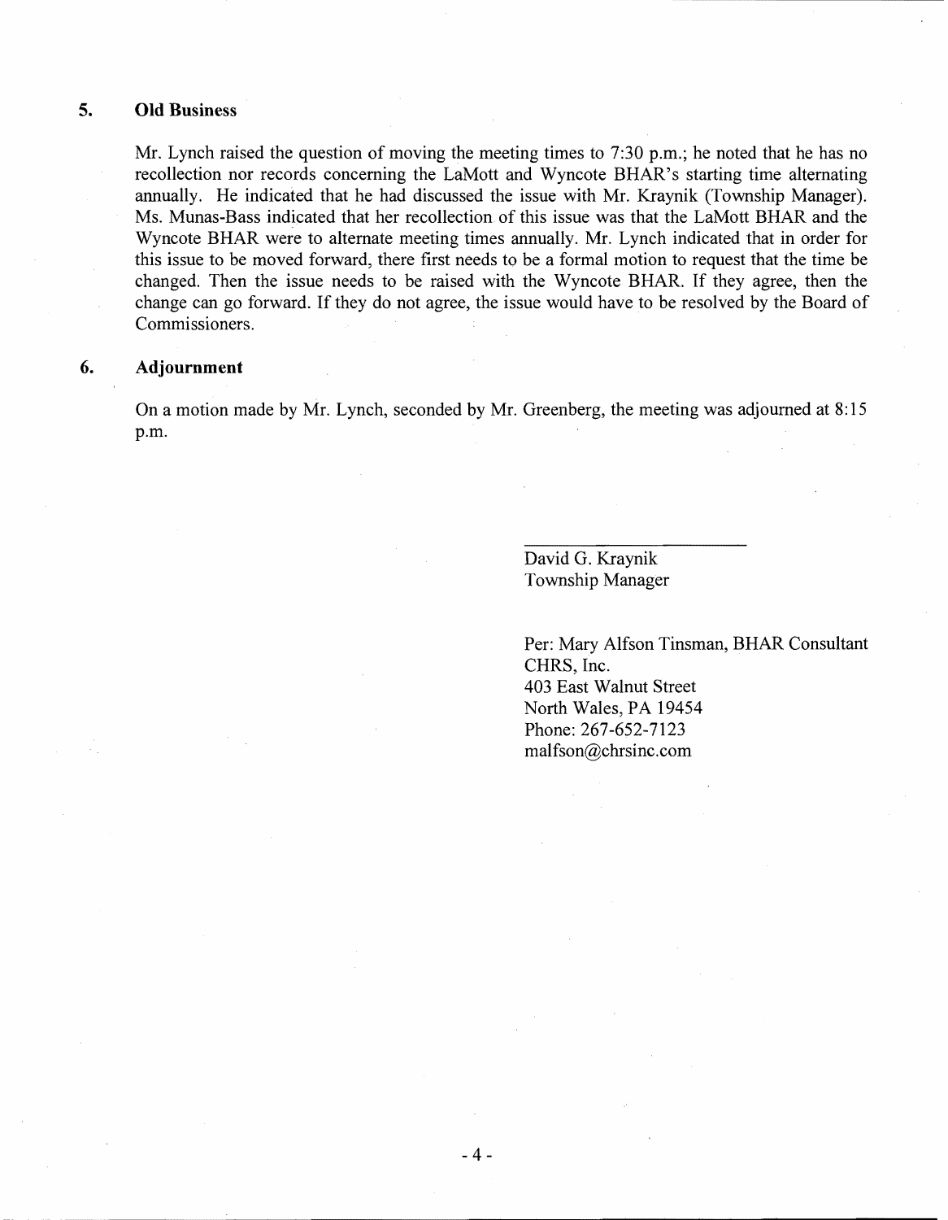## 5. Old Business

Mr. Lynch raised the question of moving the meeting times to 7:30 p.m.; he noted that he has no recollection nor records concerning the LaMott and Wyncote BHAR's starting time alternating annually. He indicated that he had discussed the issue with Mr. Kraynik (Township Manager). Ms. Munas-Bass indicated that her recollection of this issue was that the LaMott BHAR and the Wyncote BHAR were to alternate meeting times annually. Mr. Lynch indicated that in order for this issue to be moved forward, there first needs to be a formal motion to request that the time be changed. Then the issue needs to be raised with the Wyncote BHAR. If they agree, then the change can go forward. If they do not agree, the issue would have to be resolved by the Board of Commissioners.

## 6. Adjournment

On a motion made by Mr. Lynch, seconded by Mr. Greenberg, the meeting was adjourned at 8:15 p.m.

David G. Kraynik
Township Manager

Per: Mary Alfson Tinsman, BHAR Consultant
CHRS, Inc.
403 East Walnut Street
North Wales, PA 19454
Phone: 267-652-7123
malfson@chrsinc.com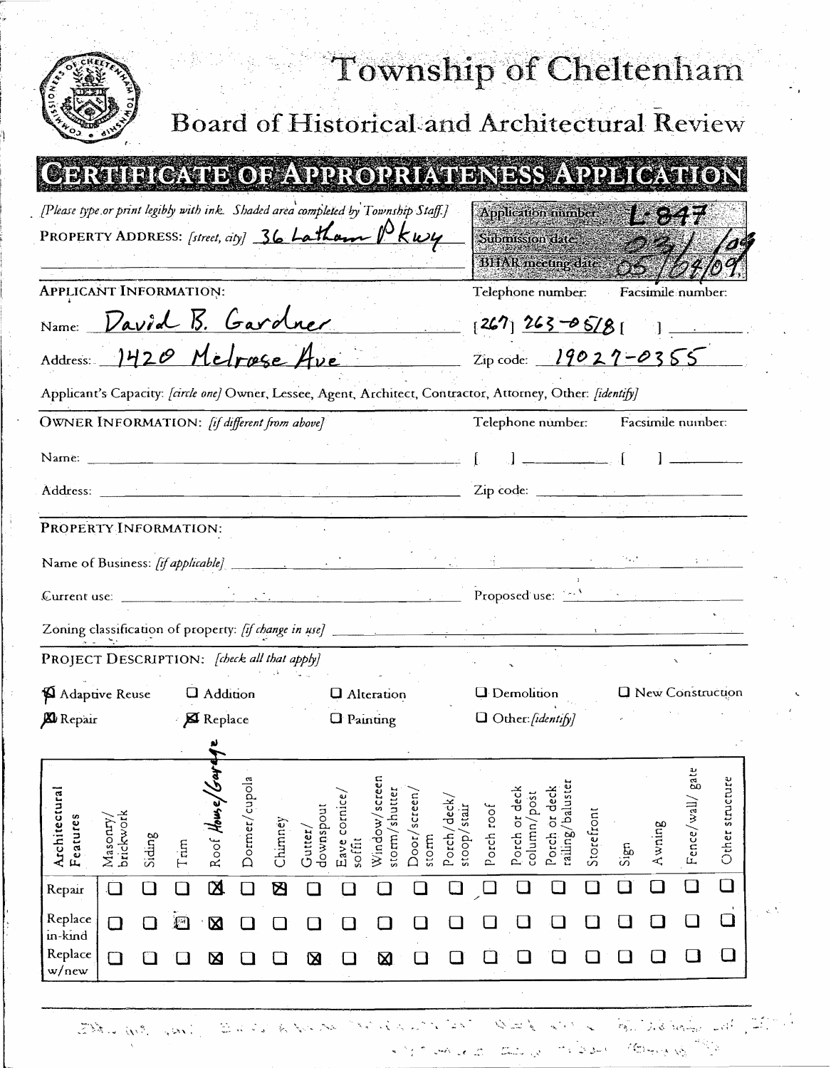# Township of Cheltenham

## Board of Historical and Architectural Review

## CERTIFICATE OF APPROPRIATENESS APPLICATION

*[Please type or print legibly with ink. Shaded area completed by Township Staff.]*

**PROPERTY ADDRESS:** *[street, city]* 36 Latham Pkwy

| | |
|---|---|
| Application number: | L-847 |
| Submission date: | 03/3/09 |
| BHAR meeting date: | 05/04/09 |

**APPLICANT INFORMATION:**

Name: David B. Gardner

Address: 1420 Melrose Ave

Telephone number: (267) 263-0518 Facsimile number: ( )

Zip code: 19027-0355

Applicant's Capacity: *[circle one]* Owner, Lessee, Agent, Architect, Contractor, Attorney, Other: *[identify]*

**OWNER INFORMATION:** *[if different from above]*

Name: ______ Telephone number: [ ] Facsimile number: [ ]

Address: ______ Zip code: ______

**PROPERTY INFORMATION:**

Name of Business: *[if applicable]* ______

Current use: ______ Proposed use: ______

Zoning classification of property: *[if change in use]* ______

**PROJECT DESCRIPTION:** *[check all that apply]*

- [x] Adaptive Reuse
- [ ] Addition
- [ ] Alteration
- [ ] Demolition
- [ ] New Construction
- [x] Repair
- [x] Replace
- [ ] Painting
- [ ] Other: *[identify]*

| Architectural Features | Masonry/brickwork | Siding | Trim | Roof House/Garage | Dormer/cupola | Chimney | Gutter/downspout | Eave cornice/soffit | Window/screen storm/shutter | Door/screen/storm | Porch/deck/stoop/stair | Porch roof | Porch or deck column/post | Porch or deck railing/baluster | Storefront | Sign | Awning | Fence/wall/gate | Other structure |
|---|---|---|---|---|---|---|---|---|---|---|---|---|---|---|---|---|---|---|---|
| Repair | ☐ | ☐ | ☐ | ☒ | ☐ | ☒ | ☐ | ☐ | ☐ | ☐ | ☐ | ☐ | ☐ | ☐ | ☐ | ☐ | ☐ | ☐ | ☐ |
| Replace in-kind | ☐ | ☐ | ☒ | ☒ | ☐ | ☐ | ☐ | ☐ | ☐ | ☐ | ☐ | ☐ | ☐ | ☐ | ☐ | ☐ | ☐ | ☐ | ☐ |
| Replace w/new | ☐ | ☐ | ☐ | ☒ | ☐ | ☐ | ☒ | ☐ | ☒ | ☐ | ☐ | ☐ | ☐ | ☐ | ☐ | ☐ | ☐ | ☐ | ☐ |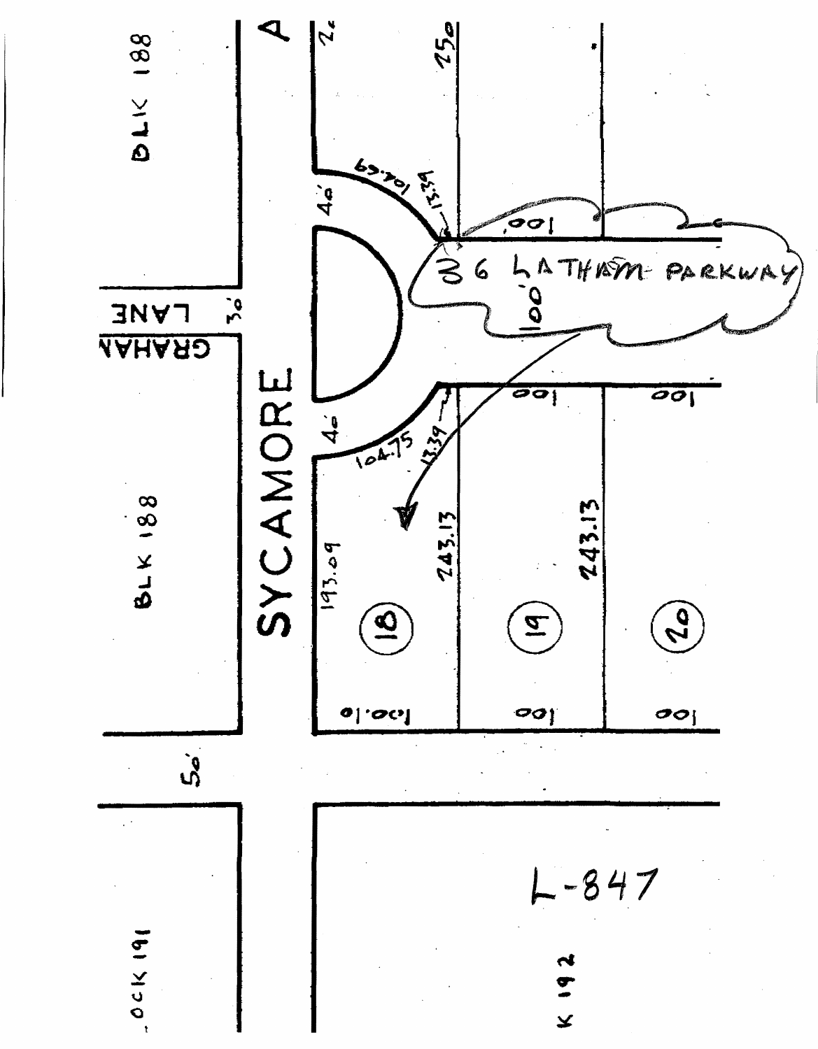BLK 188

GRAHAM LANE

30'

SYCAMORE

BLK 188

50'

OCK 191

K 192

40'

40'

104.69

13.39

104.75

13.39

6 LATHAM PARKWAY

100'

100'

100

100

100

250

193.09

243.13

243.13

18

19

20

100.10

100

100

L-847